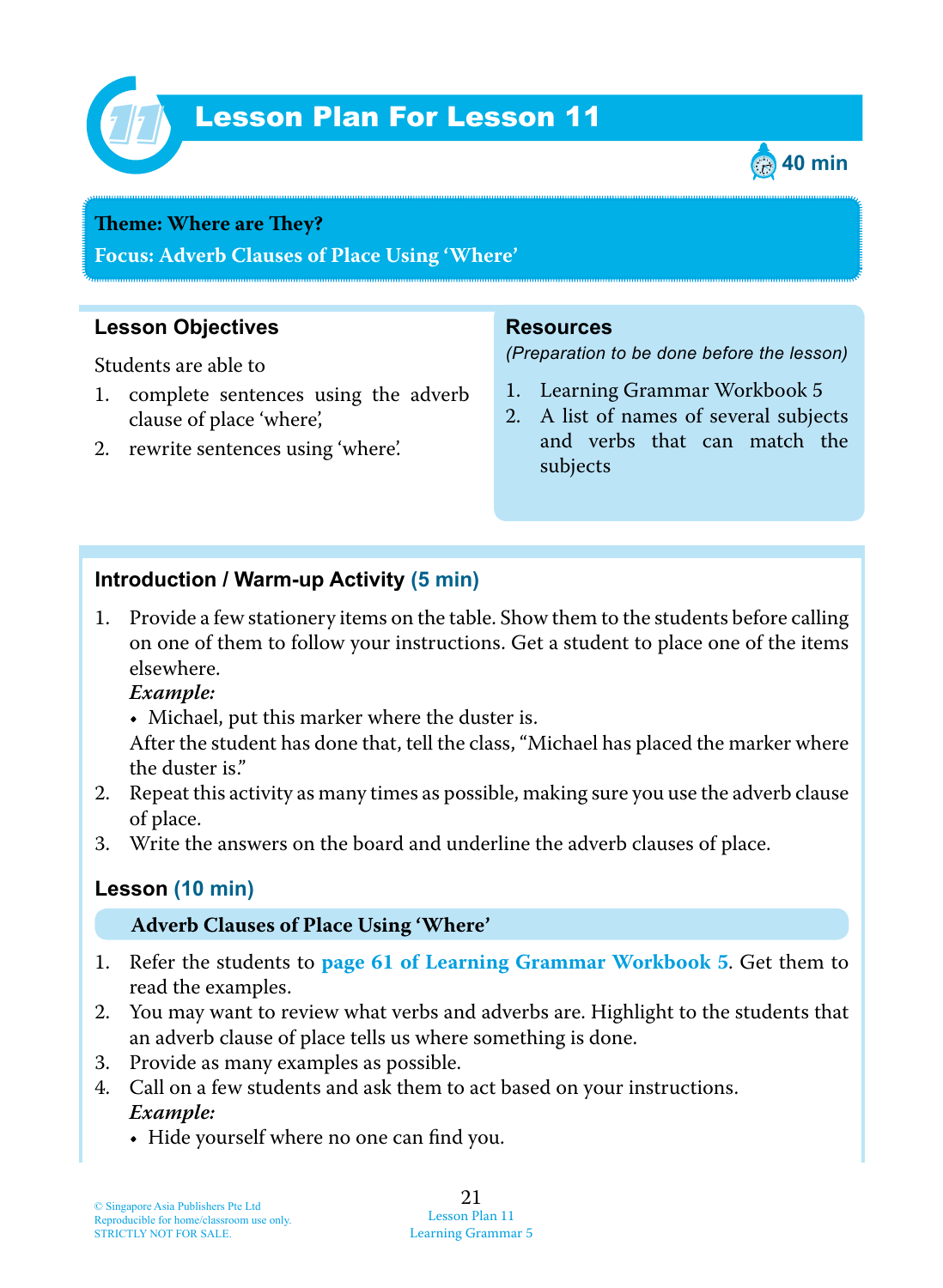# Lesson Plan For Lesson 11

40 min

**Theme: Where are They?**

**Focus: Adverb Clauses of Place Using 'Where'**

## Lesson Objectives

Students are able to

1. complete sentences using the adverb clause of place 'where',
2. rewrite sentences using 'where'.

## Resources

*(Preparation to be done before the lesson)*

1. Learning Grammar Workbook 5
2. A list of names of several subjects and verbs that can match the subjects

## Introduction / Warm-up Activity (5 min)

1. Provide a few stationery items on the table. Show them to the students before calling on one of them to follow your instructions. Get a student to place one of the items elsewhere.
   ***Example:***
   - Michael, put this marker where the duster is.

   After the student has done that, tell the class, "Michael has placed the marker where the duster is."
2. Repeat this activity as many times as possible, making sure you use the adverb clause of place.
3. Write the answers on the board and underline the adverb clauses of place.

## Lesson (10 min)

**Adverb Clauses of Place Using 'Where'**

1. Refer the students to **page 61 of Learning Grammar Workbook 5**. Get them to read the examples.
2. You may want to review what verbs and adverbs are. Highlight to the students that an adverb clause of place tells us where something is done.
3. Provide as many examples as possible.
4. Call on a few students and ask them to act based on your instructions.
   ***Example:***
   - Hide yourself where no one can find you.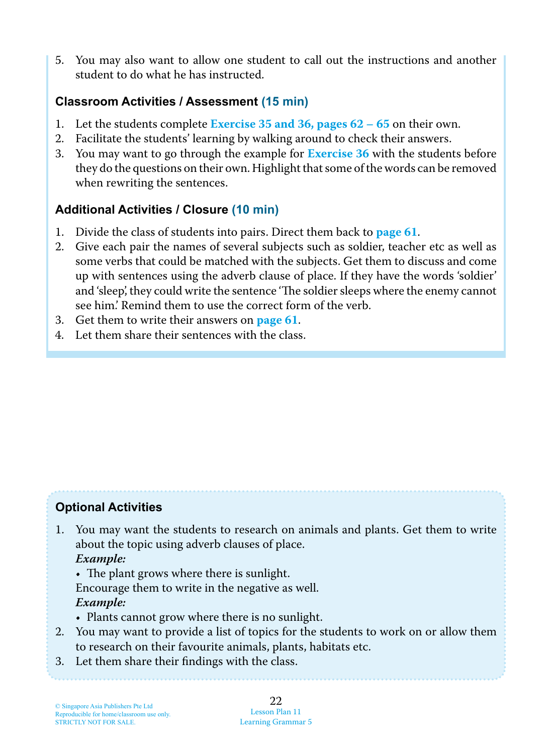5. You may also want to allow one student to call out the instructions and another student to do what he has instructed.

### Classroom Activities / Assessment (15 min)

1. Let the students complete **Exercise 35 and 36, pages 62 – 65** on their own.
2. Facilitate the students' learning by walking around to check their answers.
3. You may want to go through the example for **Exercise 36** with the students before they do the questions on their own. Highlight that some of the words can be removed when rewriting the sentences.

### Additional Activities / Closure (10 min)

1. Divide the class of students into pairs. Direct them back to **page 61**.
2. Give each pair the names of several subjects such as soldier, teacher etc as well as some verbs that could be matched with the subjects. Get them to discuss and come up with sentences using the adverb clause of place. If they have the words 'soldier' and 'sleep', they could write the sentence 'The soldier sleeps where the enemy cannot see him.' Remind them to use the correct form of the verb.
3. Get them to write their answers on **page 61**.
4. Let them share their sentences with the class.

### Optional Activities

1. You may want the students to research on animals and plants. Get them to write about the topic using adverb clauses of place.
   ***Example:***
   - The plant grows where there is sunlight.

   Encourage them to write in the negative as well.
   ***Example:***
   - Plants cannot grow where there is no sunlight.
2. You may want to provide a list of topics for the students to work on or allow them to research on their favourite animals, plants, habitats etc.
3. Let them share their findings with the class.